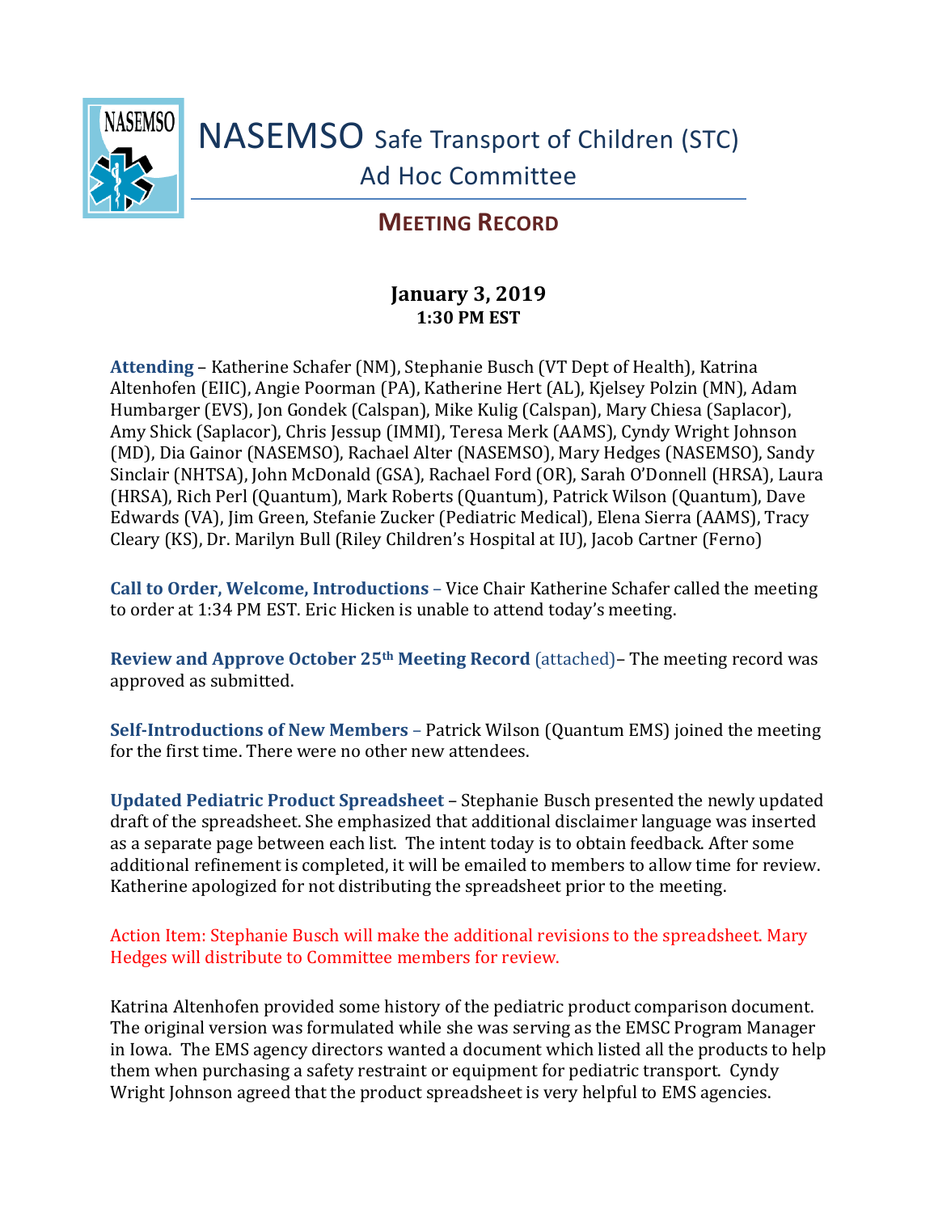# NASEMSO Safe Transport of Children (STC) Ad Hoc Committee

## MEETING RECORD

**January 3, 2019**
**1:30 PM EST**

**Attending** – Katherine Schafer (NM), Stephanie Busch (VT Dept of Health), Katrina Altenhofen (EIIC), Angie Poorman (PA), Katherine Hert (AL), Kjelsey Polzin (MN), Adam Humbarger (EVS), Jon Gondek (Calspan), Mike Kulig (Calspan), Mary Chiesa (Saplacor), Amy Shick (Saplacor), Chris Jessup (IMMI), Teresa Merk (AAMS), Cyndy Wright Johnson (MD), Dia Gainor (NASEMSO), Rachael Alter (NASEMSO), Mary Hedges (NASEMSO), Sandy Sinclair (NHTSA), John McDonald (GSA), Rachael Ford (OR), Sarah O'Donnell (HRSA), Laura (HRSA), Rich Perl (Quantum), Mark Roberts (Quantum), Patrick Wilson (Quantum), Dave Edwards (VA), Jim Green, Stefanie Zucker (Pediatric Medical), Elena Sierra (AAMS), Tracy Cleary (KS), Dr. Marilyn Bull (Riley Children's Hospital at IU), Jacob Cartner (Ferno)

**Call to Order, Welcome, Introductions** – Vice Chair Katherine Schafer called the meeting to order at 1:34 PM EST. Eric Hicken is unable to attend today's meeting.

**Review and Approve October 25th Meeting Record** (attached)– The meeting record was approved as submitted.

**Self-Introductions of New Members** – Patrick Wilson (Quantum EMS) joined the meeting for the first time. There were no other new attendees.

**Updated Pediatric Product Spreadsheet** – Stephanie Busch presented the newly updated draft of the spreadsheet. She emphasized that additional disclaimer language was inserted as a separate page between each list. The intent today is to obtain feedback. After some additional refinement is completed, it will be emailed to members to allow time for review. Katherine apologized for not distributing the spreadsheet prior to the meeting.

Action Item: Stephanie Busch will make the additional revisions to the spreadsheet. Mary Hedges will distribute to Committee members for review.

Katrina Altenhofen provided some history of the pediatric product comparison document. The original version was formulated while she was serving as the EMSC Program Manager in Iowa. The EMS agency directors wanted a document which listed all the products to help them when purchasing a safety restraint or equipment for pediatric transport. Cyndy Wright Johnson agreed that the product spreadsheet is very helpful to EMS agencies.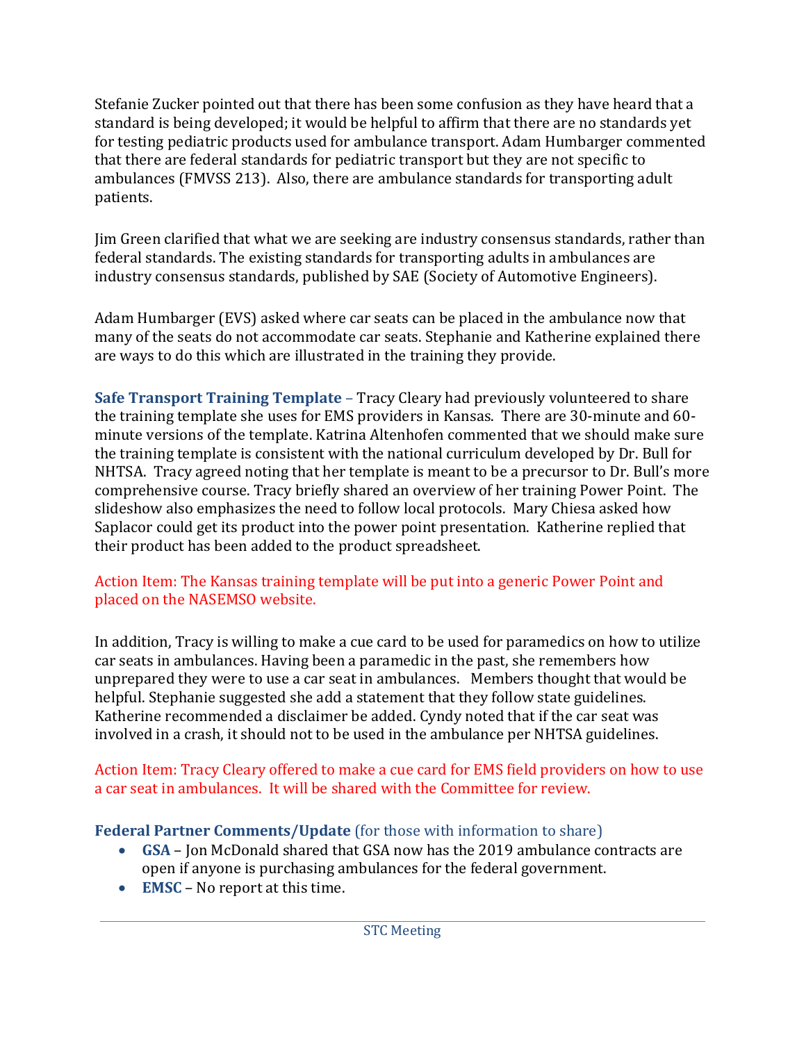Stefanie Zucker pointed out that there has been some confusion as they have heard that a standard is being developed; it would be helpful to affirm that there are no standards yet for testing pediatric products used for ambulance transport. Adam Humbarger commented that there are federal standards for pediatric transport but they are not specific to ambulances (FMVSS 213). Also, there are ambulance standards for transporting adult patients.

Jim Green clarified that what we are seeking are industry consensus standards, rather than federal standards. The existing standards for transporting adults in ambulances are industry consensus standards, published by SAE (Society of Automotive Engineers).

Adam Humbarger (EVS) asked where car seats can be placed in the ambulance now that many of the seats do not accommodate car seats. Stephanie and Katherine explained there are ways to do this which are illustrated in the training they provide.

**Safe Transport Training Template** – Tracy Cleary had previously volunteered to share the training template she uses for EMS providers in Kansas. There are 30-minute and 60-minute versions of the template. Katrina Altenhofen commented that we should make sure the training template is consistent with the national curriculum developed by Dr. Bull for NHTSA. Tracy agreed noting that her template is meant to be a precursor to Dr. Bull's more comprehensive course. Tracy briefly shared an overview of her training Power Point. The slideshow also emphasizes the need to follow local protocols. Mary Chiesa asked how Saplacor could get its product into the power point presentation. Katherine replied that their product has been added to the product spreadsheet.

Action Item: The Kansas training template will be put into a generic Power Point and placed on the NASEMSO website.

In addition, Tracy is willing to make a cue card to be used for paramedics on how to utilize car seats in ambulances. Having been a paramedic in the past, she remembers how unprepared they were to use a car seat in ambulances. Members thought that would be helpful. Stephanie suggested she add a statement that they follow state guidelines. Katherine recommended a disclaimer be added. Cyndy noted that if the car seat was involved in a crash, it should not to be used in the ambulance per NHTSA guidelines.

Action Item: Tracy Cleary offered to make a cue card for EMS field providers on how to use a car seat in ambulances. It will be shared with the Committee for review.

**Federal Partner Comments/Update** (for those with information to share)

- **GSA** – Jon McDonald shared that GSA now has the 2019 ambulance contracts are open if anyone is purchasing ambulances for the federal government.
- **EMSC** – No report at this time.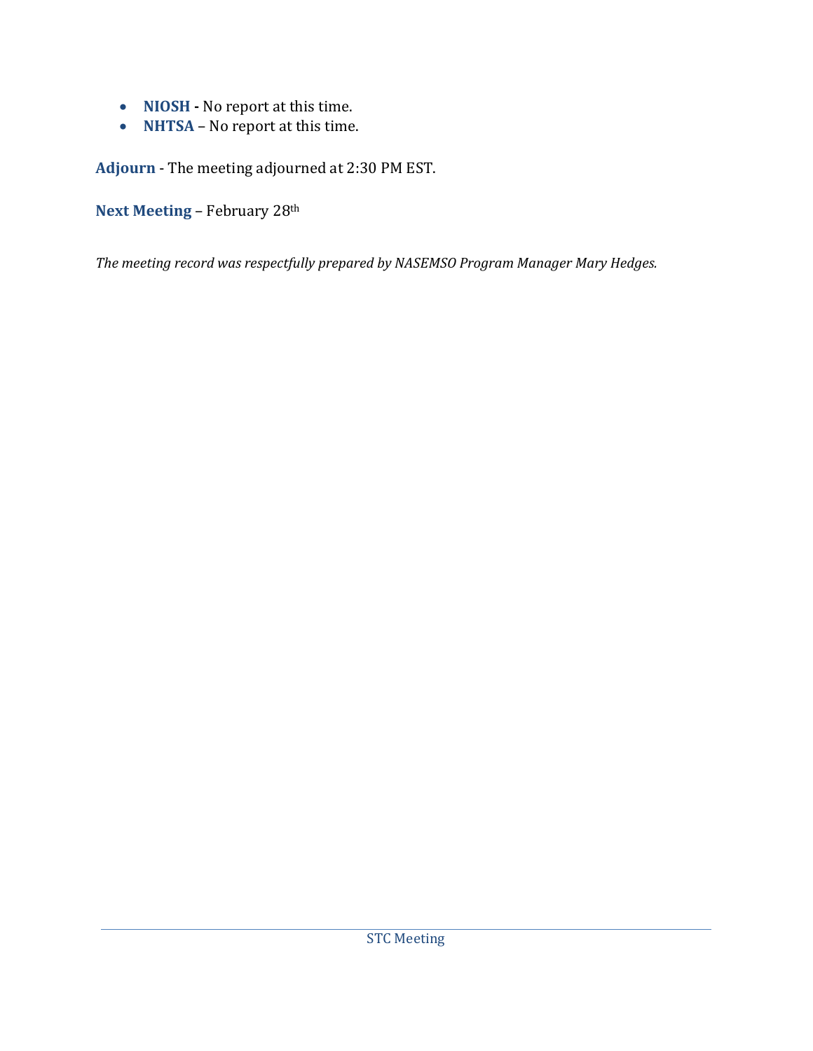- **NIOSH -** No report at this time.
- **NHTSA** – No report at this time.

**Adjourn** - The meeting adjourned at 2:30 PM EST.

**Next Meeting** – February 28th

*The meeting record was respectfully prepared by NASEMSO Program Manager Mary Hedges.*